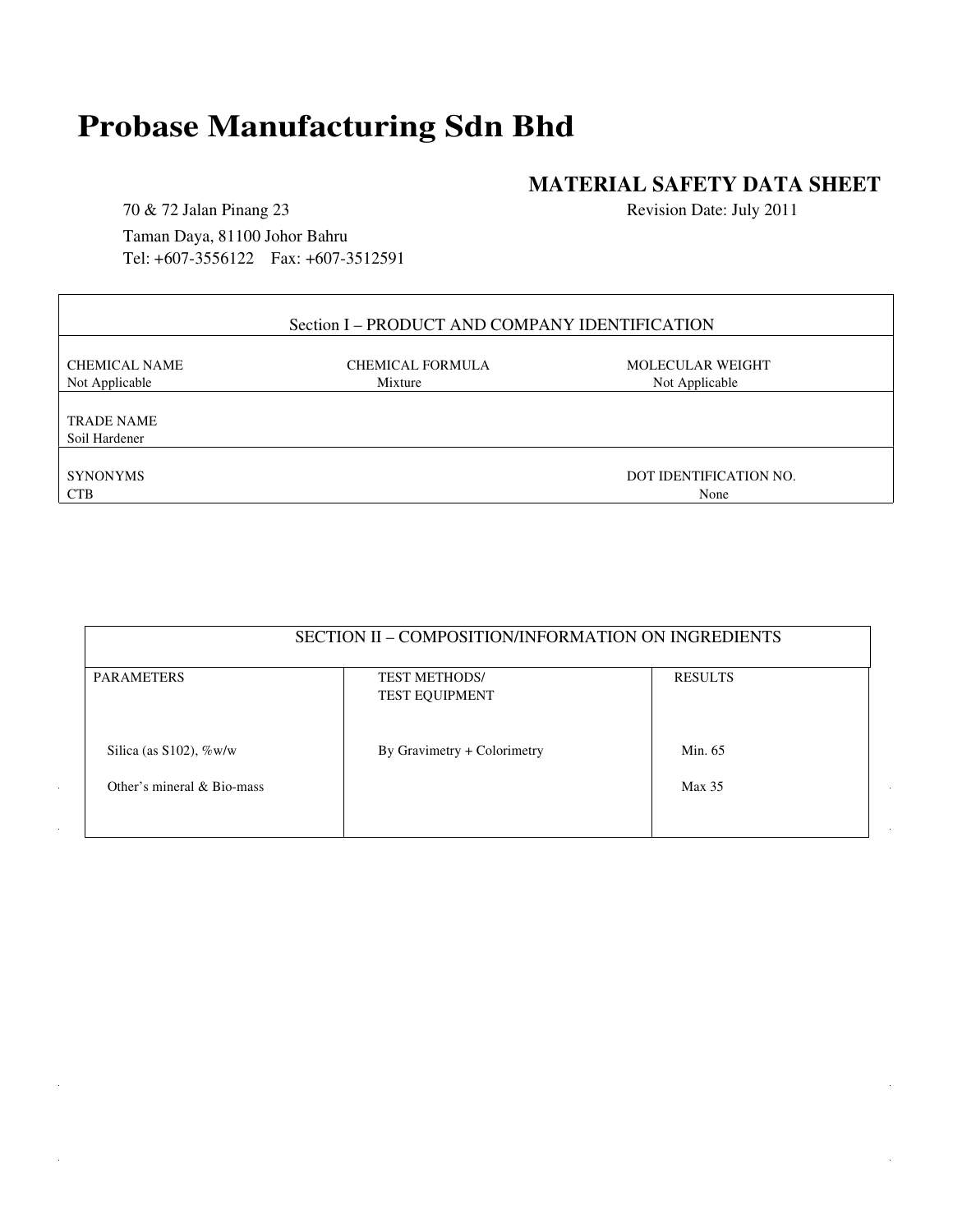# Probase Manufacturing Sdn Bhd

## MATERIAL SAFETY DATA SHEET

70 & 72 Jalan Pinang 23
Taman Daya, 81100 Johor Bahru
Tel: +607-3556122    Fax: +607-3512591

Revision Date: July 2011

| Section I – PRODUCT AND COMPANY IDENTIFICATION | | |
|---|---|---|
| CHEMICAL NAME<br>Not Applicable | CHEMICAL FORMULA<br>Mixture | MOLECULAR WEIGHT<br>Not Applicable |
| TRADE NAME<br>Soil Hardener | | |
| SYNONYMS<br>CTB | | DOT IDENTIFICATION NO.<br>None |

| SECTION II – COMPOSITION/INFORMATION ON INGREDIENTS | | |
|---|---|---|
| PARAMETERS | TEST METHODS/<br>TEST EQUIPMENT | RESULTS |
| Silica (as S102), %w/w | By Gravimetry + Colorimetry | Min. 65 |
| Other's mineral & Bio-mass | | Max 35 |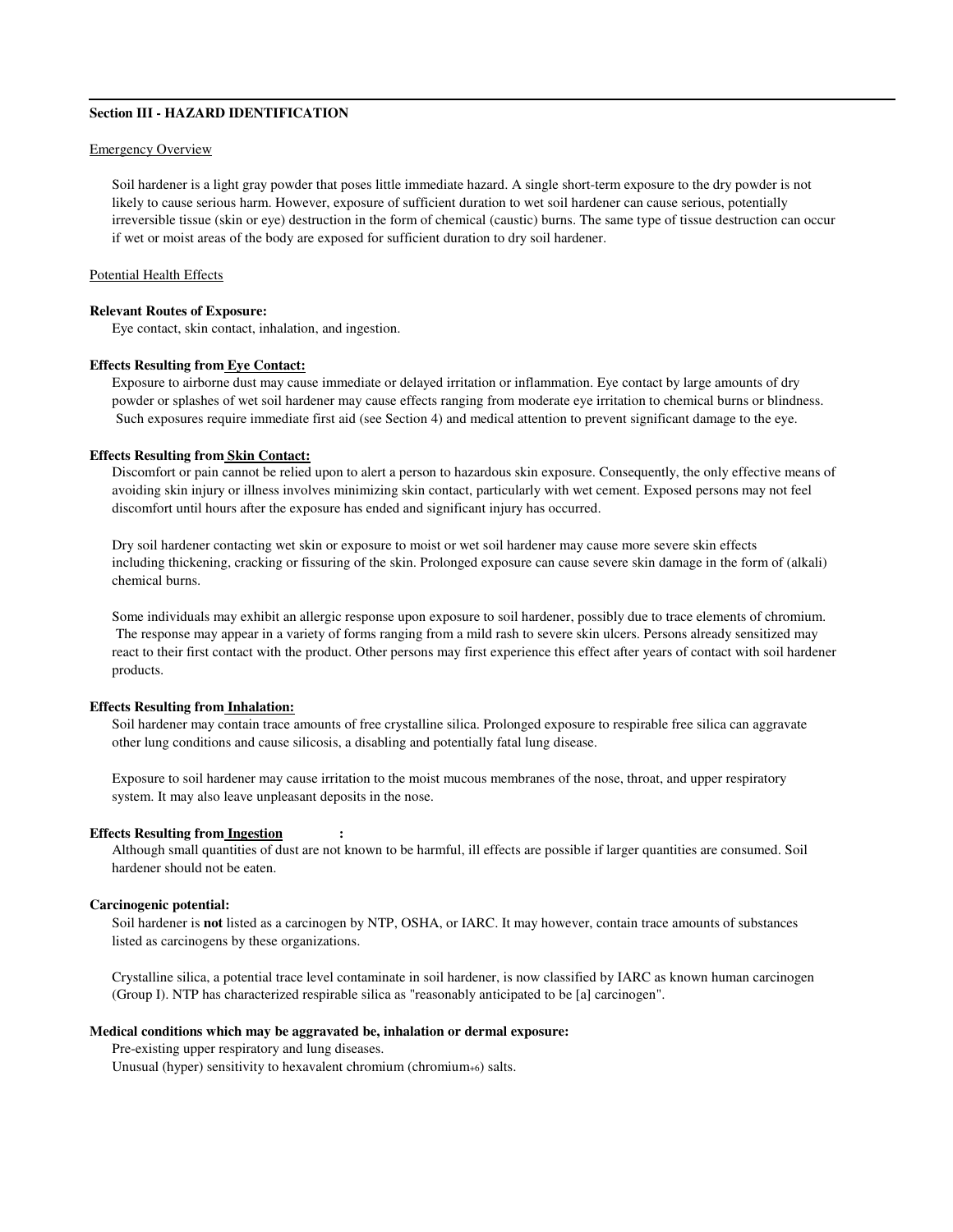## Section III - HAZARD IDENTIFICATION

Emergency Overview

Soil hardener is a light gray powder that poses little immediate hazard. A single short-term exposure to the dry powder is not likely to cause serious harm. However, exposure of sufficient duration to wet soil hardener can cause serious, potentially irreversible tissue (skin or eye) destruction in the form of chemical (caustic) burns. The same type of tissue destruction can occur if wet or moist areas of the body are exposed for sufficient duration to dry soil hardener.

Potential Health Effects

**Relevant Routes of Exposure:**

Eye contact, skin contact, inhalation, and ingestion.

**Effects Resulting from Eye Contact:**

Exposure to airborne dust may cause immediate or delayed irritation or inflammation. Eye contact by large amounts of dry powder or splashes of wet soil hardener may cause effects ranging from moderate eye irritation to chemical burns or blindness. Such exposures require immediate first aid (see Section 4) and medical attention to prevent significant damage to the eye.

**Effects Resulting from Skin Contact:**

Discomfort or pain cannot be relied upon to alert a person to hazardous skin exposure. Consequently, the only effective means of avoiding skin injury or illness involves minimizing skin contact, particularly with wet cement. Exposed persons may not feel discomfort until hours after the exposure has ended and significant injury has occurred.

Dry soil hardener contacting wet skin or exposure to moist or wet soil hardener may cause more severe skin effects including thickening, cracking or fissuring of the skin. Prolonged exposure can cause severe skin damage in the form of (alkali) chemical burns.

Some individuals may exhibit an allergic response upon exposure to soil hardener, possibly due to trace elements of chromium. The response may appear in a variety of forms ranging from a mild rash to severe skin ulcers. Persons already sensitized may react to their first contact with the product. Other persons may first experience this effect after years of contact with soil hardener products.

**Effects Resulting from Inhalation:**

Soil hardener may contain trace amounts of free crystalline silica. Prolonged exposure to respirable free silica can aggravate other lung conditions and cause silicosis, a disabling and potentially fatal lung disease.

Exposure to soil hardener may cause irritation to the moist mucous membranes of the nose, throat, and upper respiratory system. It may also leave unpleasant deposits in the nose.

**Effects Resulting from Ingestion:**

Although small quantities of dust are not known to be harmful, ill effects are possible if larger quantities are consumed. Soil hardener should not be eaten.

**Carcinogenic potential:**

Soil hardener is **not** listed as a carcinogen by NTP, OSHA, or IARC. It may however, contain trace amounts of substances listed as carcinogens by these organizations.

Crystalline silica, a potential trace level contaminate in soil hardener, is now classified by IARC as known human carcinogen (Group I). NTP has characterized respirable silica as "reasonably anticipated to be [a] carcinogen".

**Medical conditions which may be aggravated be, inhalation or dermal exposure:**

Pre-existing upper respiratory and lung diseases.
Unusual (hyper) sensitivity to hexavalent chromium (chromium$_{+6}$) salts.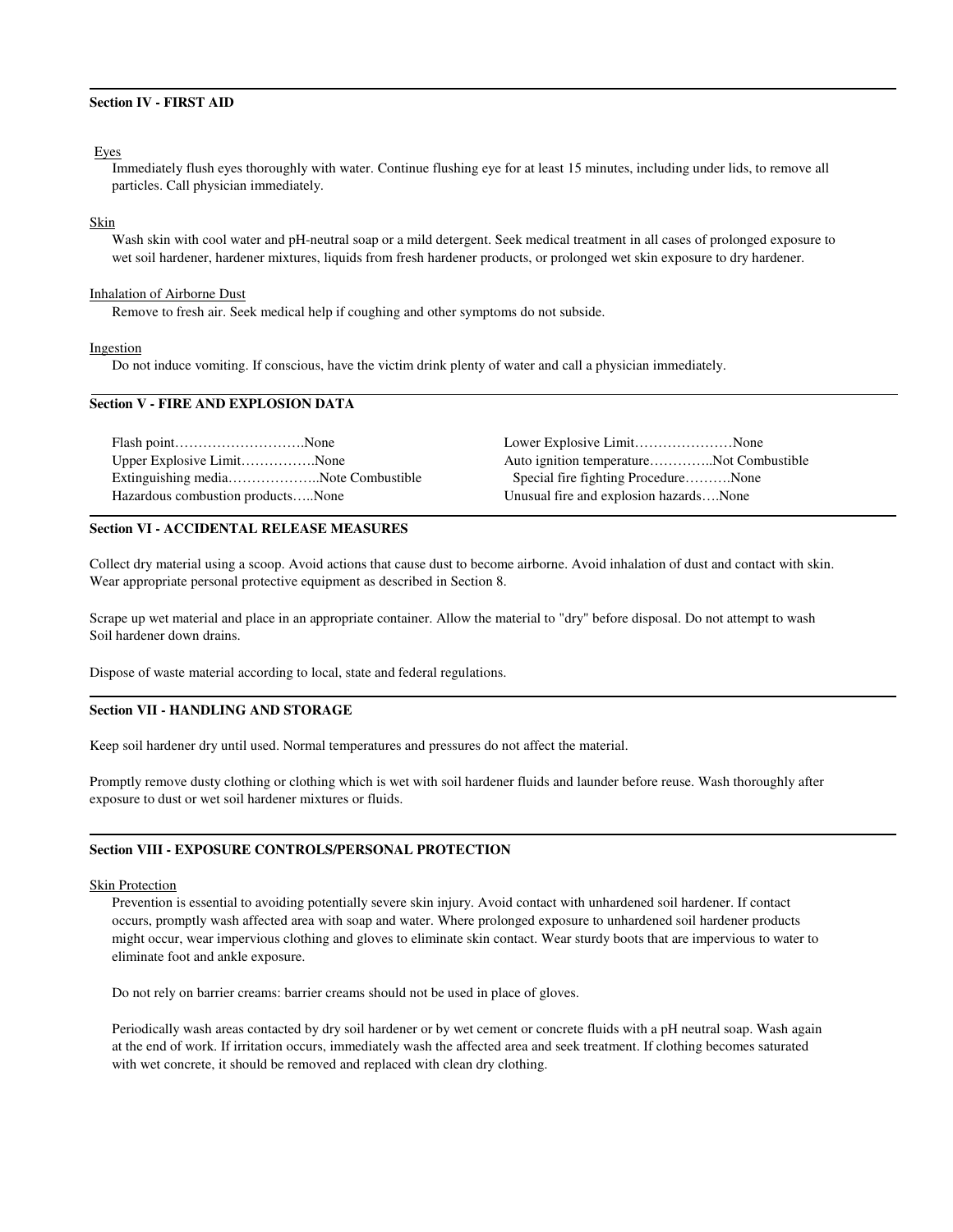## Section IV - FIRST AID

Eyes

Immediately flush eyes thoroughly with water. Continue flushing eye for at least 15 minutes, including under lids, to remove all particles. Call physician immediately.

Skin

Wash skin with cool water and pH-neutral soap or a mild detergent. Seek medical treatment in all cases of prolonged exposure to wet soil hardener, hardener mixtures, liquids from fresh hardener products, or prolonged wet skin exposure to dry hardener.

Inhalation of Airborne Dust

Remove to fresh air. Seek medical help if coughing and other symptoms do not subside.

Ingestion

Do not induce vomiting. If conscious, have the victim drink plenty of water and call a physician immediately.

## Section V - FIRE AND EXPLOSION DATA

Flash point……………………….None

Upper Explosive Limit…………….None

Extinguishing media………………..Note Combustible

Hazardous combustion products…..None

Lower Explosive Limit…………………None

Auto ignition temperature…………..Not Combustible

Special fire fighting Procedure……….None

Unusual fire and explosion hazards….None

## Section VI - ACCIDENTAL RELEASE MEASURES

Collect dry material using a scoop. Avoid actions that cause dust to become airborne. Avoid inhalation of dust and contact with skin. Wear appropriate personal protective equipment as described in Section 8.

Scrape up wet material and place in an appropriate container. Allow the material to "dry" before disposal. Do not attempt to wash Soil hardener down drains.

Dispose of waste material according to local, state and federal regulations.

## Section VII - HANDLING AND STORAGE

Keep soil hardener dry until used. Normal temperatures and pressures do not affect the material.

Promptly remove dusty clothing or clothing which is wet with soil hardener fluids and launder before reuse. Wash thoroughly after exposure to dust or wet soil hardener mixtures or fluids.

## Section VIII - EXPOSURE CONTROLS/PERSONAL PROTECTION

Skin Protection

Prevention is essential to avoiding potentially severe skin injury. Avoid contact with unhardened soil hardener. If contact occurs, promptly wash affected area with soap and water. Where prolonged exposure to unhardened soil hardener products might occur, wear impervious clothing and gloves to eliminate skin contact. Wear sturdy boots that are impervious to water to eliminate foot and ankle exposure.

Do not rely on barrier creams: barrier creams should not be used in place of gloves.

Periodically wash areas contacted by dry soil hardener or by wet cement or concrete fluids with a pH neutral soap. Wash again at the end of work. If irritation occurs, immediately wash the affected area and seek treatment. If clothing becomes saturated with wet concrete, it should be removed and replaced with clean dry clothing.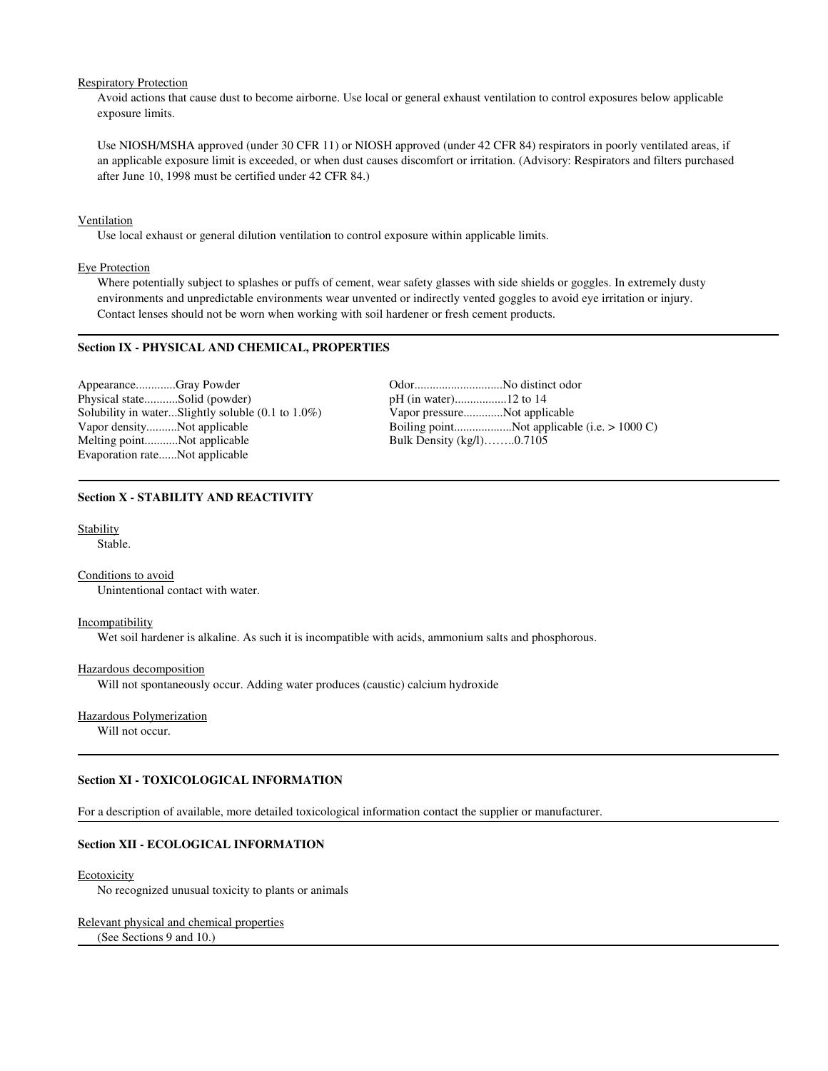Respiratory Protection

Avoid actions that cause dust to become airborne. Use local or general exhaust ventilation to control exposures below applicable exposure limits.

Use NIOSH/MSHA approved (under 30 CFR 11) or NIOSH approved (under 42 CFR 84) respirators in poorly ventilated areas, if an applicable exposure limit is exceeded, or when dust causes discomfort or irritation. (Advisory: Respirators and filters purchased after June 10, 1998 must be certified under 42 CFR 84.)

Ventilation

Use local exhaust or general dilution ventilation to control exposure within applicable limits.

Eye Protection

Where potentially subject to splashes or puffs of cement, wear safety glasses with side shields or goggles. In extremely dusty environments and unpredictable environments wear unvented or indirectly vented goggles to avoid eye irritation or injury. Contact lenses should not be worn when working with soil hardener or fresh cement products.

## Section IX - PHYSICAL AND CHEMICAL, PROPERTIES

Appearance.............Gray Powder
Physical state...........Solid (powder)
Solubility in water...Slightly soluble (0.1 to 1.0%)
Vapor density..........Not applicable
Melting point...........Not applicable
Evaporation rate......Not applicable

Odor.............................No distinct odor
pH (in water).................12 to 14
Vapor pressure.............Not applicable
Boiling point...................Not applicable (i.e. > 1000 C)
Bulk Density (kg/l)……..0.7105

## Section X - STABILITY AND REACTIVITY

Stability

Stable.

Conditions to avoid

Unintentional contact with water.

Incompatibility

Wet soil hardener is alkaline. As such it is incompatible with acids, ammonium salts and phosphorous.

Hazardous decomposition

Will not spontaneously occur. Adding water produces (caustic) calcium hydroxide

Hazardous Polymerization

Will not occur.

## Section XI - TOXICOLOGICAL INFORMATION

For a description of available, more detailed toxicological information contact the supplier or manufacturer.

## Section XII - ECOLOGICAL INFORMATION

Ecotoxicity

No recognized unusual toxicity to plants or animals

Relevant physical and chemical properties

(See Sections 9 and 10.)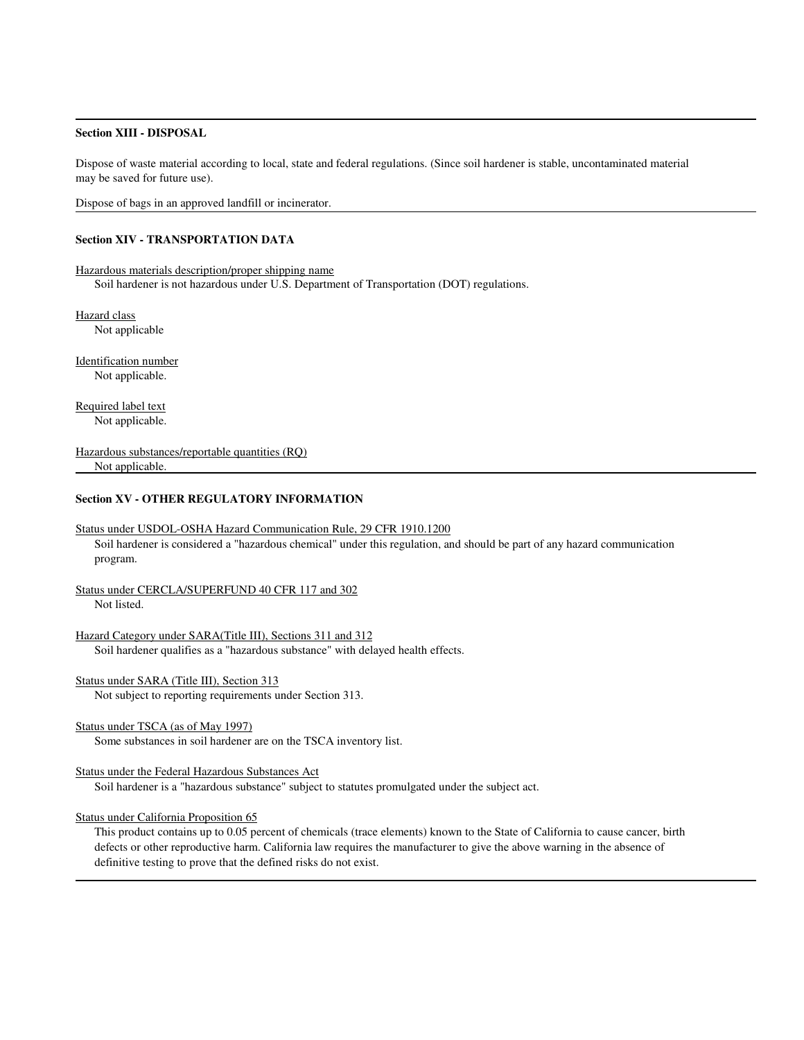## Section XIII - DISPOSAL

Dispose of waste material according to local, state and federal regulations. (Since soil hardener is stable, uncontaminated material may be saved for future use).

Dispose of bags in an approved landfill or incinerator.

## Section XIV - TRANSPORTATION DATA

Hazardous materials description/proper shipping name

Soil hardener is not hazardous under U.S. Department of Transportation (DOT) regulations.

Hazard class

Not applicable

Identification number

Not applicable.

Required label text

Not applicable.

Hazardous substances/reportable quantities (RQ)

Not applicable.

## Section XV - OTHER REGULATORY INFORMATION

Status under USDOL-OSHA Hazard Communication Rule, 29 CFR 1910.1200

Soil hardener is considered a "hazardous chemical" under this regulation, and should be part of any hazard communication program.

Status under CERCLA/SUPERFUND 40 CFR 117 and 302

Not listed.

Hazard Category under SARA(Title III), Sections 311 and 312

Soil hardener qualifies as a "hazardous substance" with delayed health effects.

Status under SARA (Title III), Section 313

Not subject to reporting requirements under Section 313.

Status under TSCA (as of May 1997)

Some substances in soil hardener are on the TSCA inventory list.

Status under the Federal Hazardous Substances Act

Soil hardener is a "hazardous substance" subject to statutes promulgated under the subject act.

Status under California Proposition 65

This product contains up to 0.05 percent of chemicals (trace elements) known to the State of California to cause cancer, birth defects or other reproductive harm. California law requires the manufacturer to give the above warning in the absence of definitive testing to prove that the defined risks do not exist.